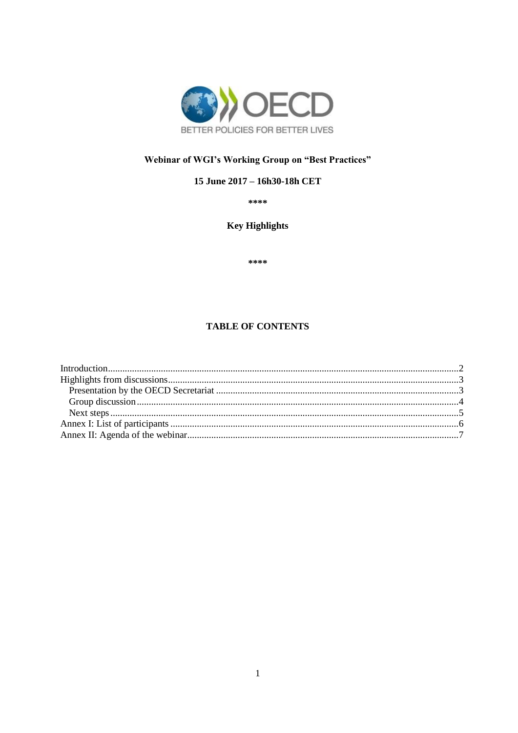BETTER POLICIES FOR BETTER LIVES

# Webinar of WGI's Working Group on "Best Practices"

## 15 June 2017 – 16h30-18h CET

****

## Key Highlights

****

## TABLE OF CONTENTS

- Introduction......2
- Highlights from discussions......3
  - Presentation by the OECD Secretariat......3
  - Group discussion......4
  - Next steps......5
- Annex I: List of participants......6
- Annex II: Agenda of the webinar......7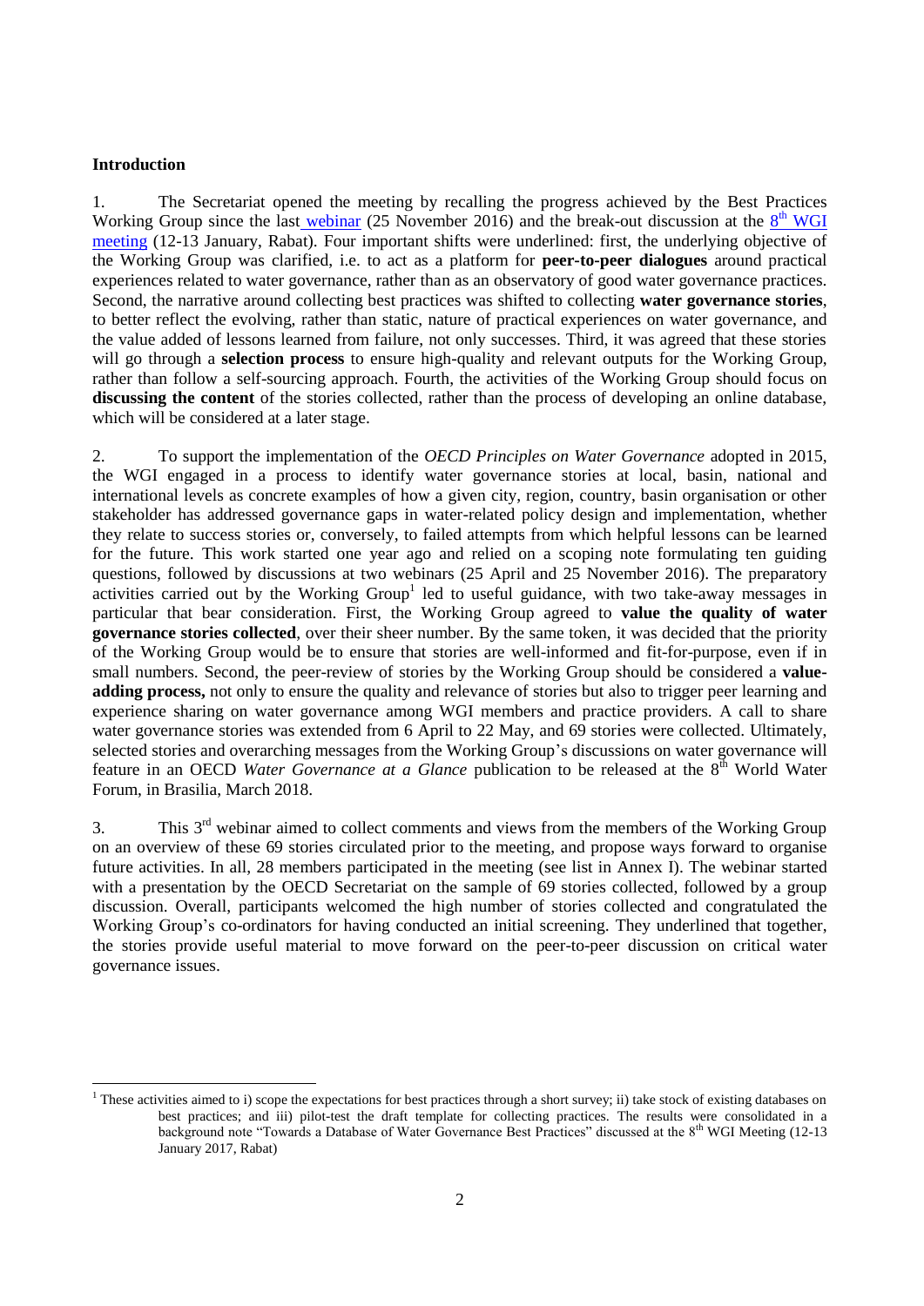**Introduction**

1. The Secretariat opened the meeting by recalling the progress achieved by the Best Practices Working Group since the last webinar (25 November 2016) and the break-out discussion at the 8th WGI meeting (12-13 January, Rabat). Four important shifts were underlined: first, the underlying objective of the Working Group was clarified, i.e. to act as a platform for **peer-to-peer dialogues** around practical experiences related to water governance, rather than as an observatory of good water governance practices. Second, the narrative around collecting best practices was shifted to collecting **water governance stories**, to better reflect the evolving, rather than static, nature of practical experiences on water governance, and the value added of lessons learned from failure, not only successes. Third, it was agreed that these stories will go through a **selection process** to ensure high-quality and relevant outputs for the Working Group, rather than follow a self-sourcing approach. Fourth, the activities of the Working Group should focus on **discussing the content** of the stories collected, rather than the process of developing an online database, which will be considered at a later stage.

2. To support the implementation of the *OECD Principles on Water Governance* adopted in 2015, the WGI engaged in a process to identify water governance stories at local, basin, national and international levels as concrete examples of how a given city, region, country, basin organisation or other stakeholder has addressed governance gaps in water-related policy design and implementation, whether they relate to success stories or, conversely, to failed attempts from which helpful lessons can be learned for the future. This work started one year ago and relied on a scoping note formulating ten guiding questions, followed by discussions at two webinars (25 April and 25 November 2016). The preparatory activities carried out by the Working Group[1] led to useful guidance, with two take-away messages in particular that bear consideration. First, the Working Group agreed to **value the quality of water governance stories collected**, over their sheer number. By the same token, it was decided that the priority of the Working Group would be to ensure that stories are well-informed and fit-for-purpose, even if in small numbers. Second, the peer-review of stories by the Working Group should be considered a **value-adding process,** not only to ensure the quality and relevance of stories but also to trigger peer learning and experience sharing on water governance among WGI members and practice providers. A call to share water governance stories was extended from 6 April to 22 May, and 69 stories were collected. Ultimately, selected stories and overarching messages from the Working Group's discussions on water governance will feature in an OECD *Water Governance at a Glance* publication to be released at the 8th World Water Forum, in Brasilia, March 2018.

3. This 3rd webinar aimed to collect comments and views from the members of the Working Group on an overview of these 69 stories circulated prior to the meeting, and propose ways forward to organise future activities. In all, 28 members participated in the meeting (see list in Annex I). The webinar started with a presentation by the OECD Secretariat on the sample of 69 stories collected, followed by a group discussion. Overall, participants welcomed the high number of stories collected and congratulated the Working Group's co-ordinators for having conducted an initial screening. They underlined that together, the stories provide useful material to move forward on the peer-to-peer discussion on critical water governance issues.

---

[1] These activities aimed to i) scope the expectations for best practices through a short survey; ii) take stock of existing databases on best practices; and iii) pilot-test the draft template for collecting practices. The results were consolidated in a background note "Towards a Database of Water Governance Best Practices" discussed at the 8th WGI Meeting (12-13 January 2017, Rabat)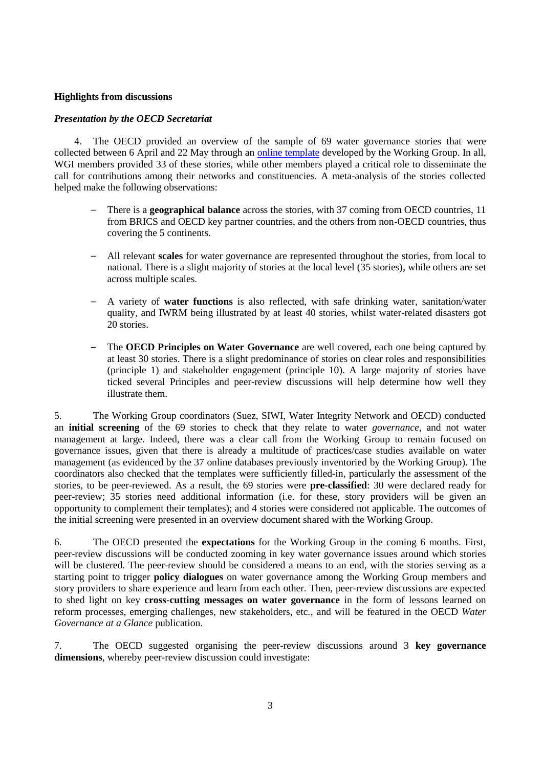**Highlights from discussions**

***Presentation by the OECD Secretariat***

4. The OECD provided an overview of the sample of 69 water governance stories that were collected between 6 April and 22 May through an online template developed by the Working Group. In all, WGI members provided 33 of these stories, while other members played a critical role to disseminate the call for contributions among their networks and constituencies. A meta-analysis of the stories collected helped make the following observations:

- There is a **geographical balance** across the stories, with 37 coming from OECD countries, 11 from BRICS and OECD key partner countries, and the others from non-OECD countries, thus covering the 5 continents.
- All relevant **scales** for water governance are represented throughout the stories, from local to national. There is a slight majority of stories at the local level (35 stories), while others are set across multiple scales.
- A variety of **water functions** is also reflected, with safe drinking water, sanitation/water quality, and IWRM being illustrated by at least 40 stories, whilst water-related disasters got 20 stories.
- The **OECD Principles on Water Governance** are well covered, each one being captured by at least 30 stories. There is a slight predominance of stories on clear roles and responsibilities (principle 1) and stakeholder engagement (principle 10). A large majority of stories have ticked several Principles and peer-review discussions will help determine how well they illustrate them.

5. The Working Group coordinators (Suez, SIWI, Water Integrity Network and OECD) conducted an **initial screening** of the 69 stories to check that they relate to water *governance*, and not water management at large. Indeed, there was a clear call from the Working Group to remain focused on governance issues, given that there is already a multitude of practices/case studies available on water management (as evidenced by the 37 online databases previously inventoried by the Working Group). The coordinators also checked that the templates were sufficiently filled-in, particularly the assessment of the stories, to be peer-reviewed. As a result, the 69 stories were **pre-classified**: 30 were declared ready for peer-review; 35 stories need additional information (i.e. for these, story providers will be given an opportunity to complement their templates); and 4 stories were considered not applicable. The outcomes of the initial screening were presented in an overview document shared with the Working Group.

6. The OECD presented the **expectations** for the Working Group in the coming 6 months. First, peer-review discussions will be conducted zooming in key water governance issues around which stories will be clustered. The peer-review should be considered a means to an end, with the stories serving as a starting point to trigger **policy dialogues** on water governance among the Working Group members and story providers to share experience and learn from each other. Then, peer-review discussions are expected to shed light on key **cross-cutting messages on water governance** in the form of lessons learned on reform processes, emerging challenges, new stakeholders, etc., and will be featured in the OECD *Water Governance at a Glance* publication.

7. The OECD suggested organising the peer-review discussions around 3 **key governance dimensions**, whereby peer-review discussion could investigate: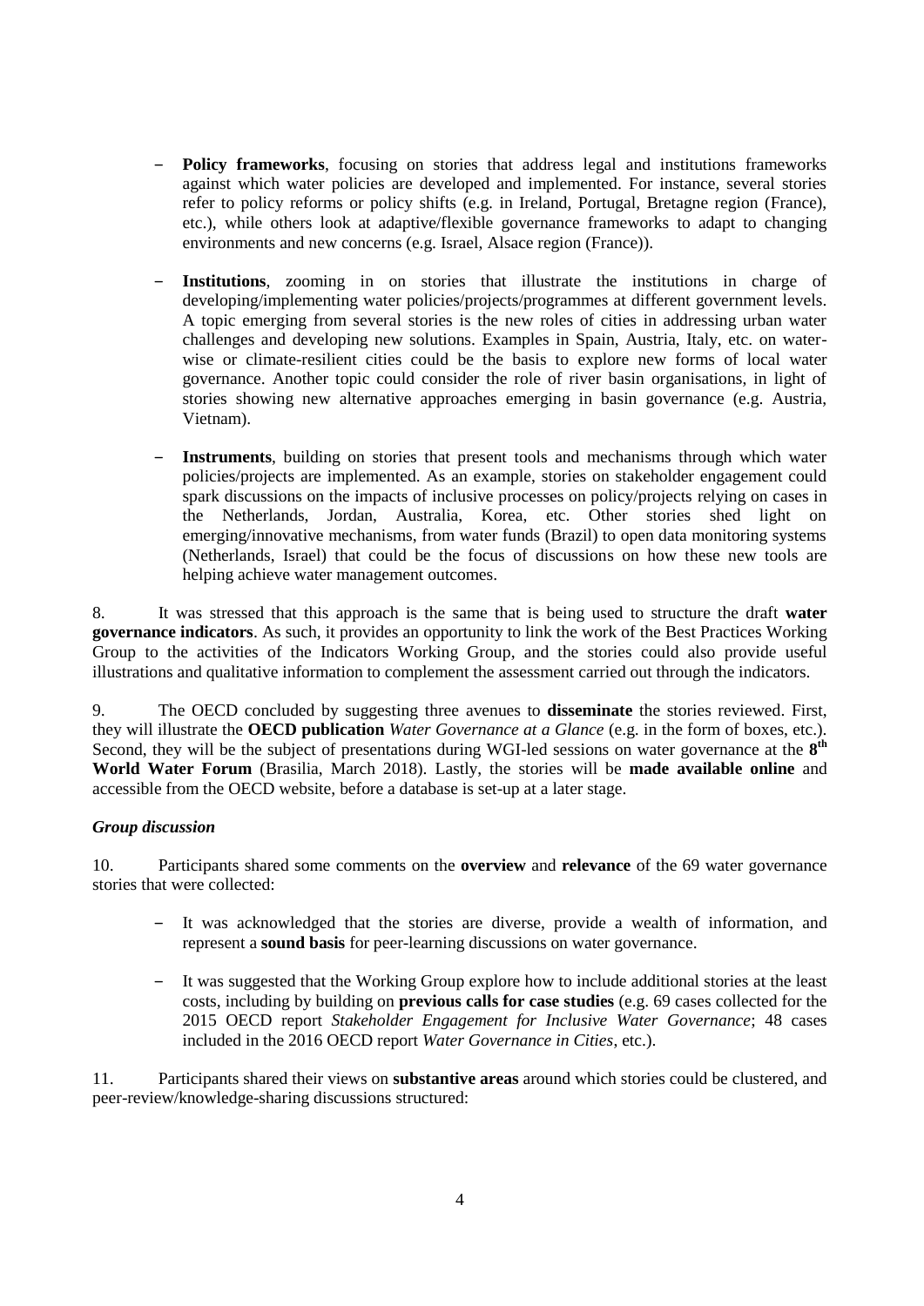- **Policy frameworks**, focusing on stories that address legal and institutions frameworks against which water policies are developed and implemented. For instance, several stories refer to policy reforms or policy shifts (e.g. in Ireland, Portugal, Bretagne region (France), etc.), while others look at adaptive/flexible governance frameworks to adapt to changing environments and new concerns (e.g. Israel, Alsace region (France)).

- **Institutions**, zooming in on stories that illustrate the institutions in charge of developing/implementing water policies/projects/programmes at different government levels. A topic emerging from several stories is the new roles of cities in addressing urban water challenges and developing new solutions. Examples in Spain, Austria, Italy, etc. on water-wise or climate-resilient cities could be the basis to explore new forms of local water governance. Another topic could consider the role of river basin organisations, in light of stories showing new alternative approaches emerging in basin governance (e.g. Austria, Vietnam).

- **Instruments**, building on stories that present tools and mechanisms through which water policies/projects are implemented. As an example, stories on stakeholder engagement could spark discussions on the impacts of inclusive processes on policy/projects relying on cases in the Netherlands, Jordan, Australia, Korea, etc. Other stories shed light on emerging/innovative mechanisms, from water funds (Brazil) to open data monitoring systems (Netherlands, Israel) that could be the focus of discussions on how these new tools are helping achieve water management outcomes.

8. It was stressed that this approach is the same that is being used to structure the draft **water governance indicators**. As such, it provides an opportunity to link the work of the Best Practices Working Group to the activities of the Indicators Working Group, and the stories could also provide useful illustrations and qualitative information to complement the assessment carried out through the indicators.

9. The OECD concluded by suggesting three avenues to **disseminate** the stories reviewed. First, they will illustrate the **OECD publication** *Water Governance at a Glance* (e.g. in the form of boxes, etc.). Second, they will be the subject of presentations during WGI-led sessions on water governance at the **8th World Water Forum** (Brasilia, March 2018). Lastly, the stories will be **made available online** and accessible from the OECD website, before a database is set-up at a later stage.

***Group discussion***

10. Participants shared some comments on the **overview** and **relevance** of the 69 water governance stories that were collected:

- It was acknowledged that the stories are diverse, provide a wealth of information, and represent a **sound basis** for peer-learning discussions on water governance.

- It was suggested that the Working Group explore how to include additional stories at the least costs, including by building on **previous calls for case studies** (e.g. 69 cases collected for the 2015 OECD report *Stakeholder Engagement for Inclusive Water Governance*; 48 cases included in the 2016 OECD report *Water Governance in Cities*, etc.).

11. Participants shared their views on **substantive areas** around which stories could be clustered, and peer-review/knowledge-sharing discussions structured: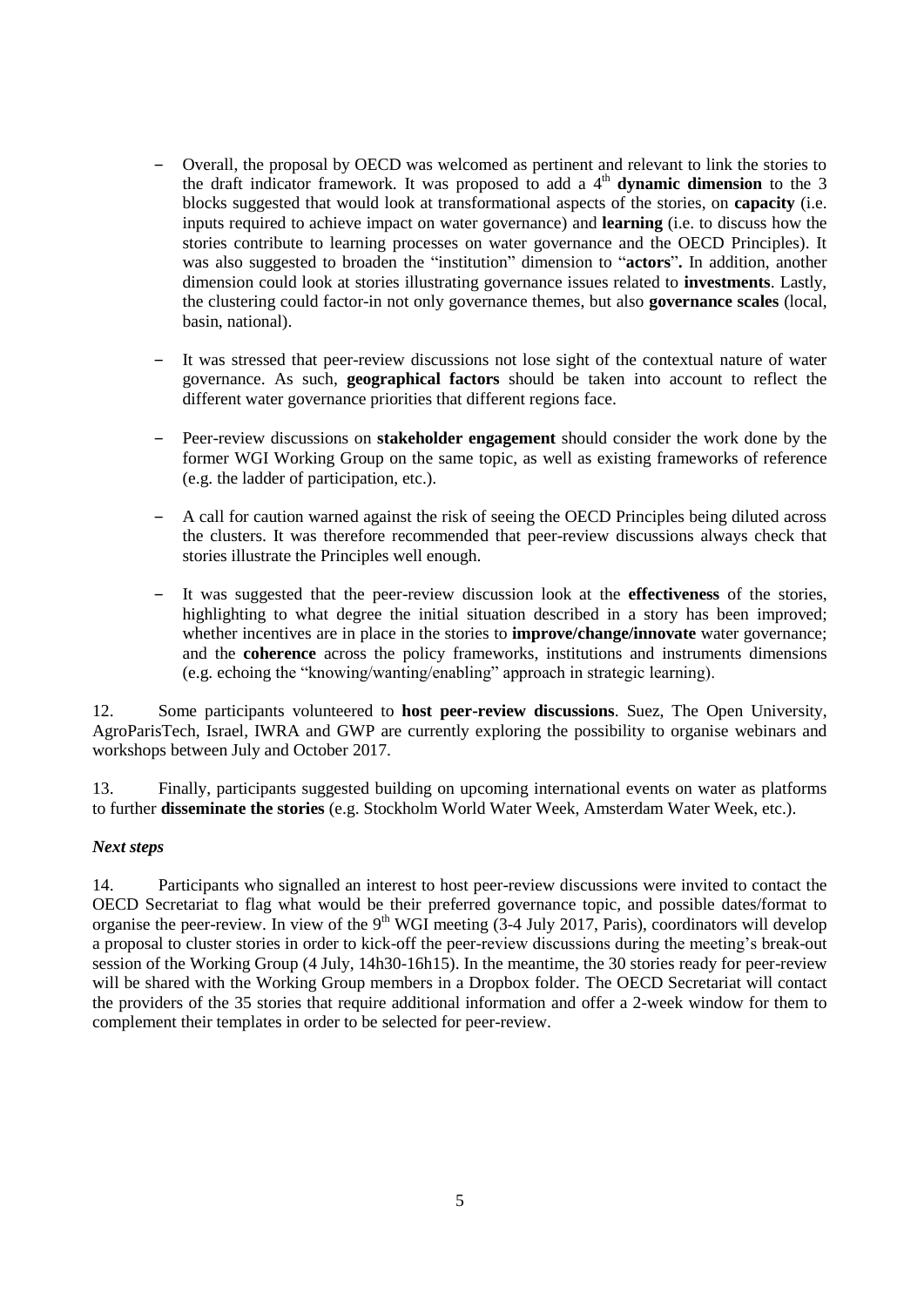- Overall, the proposal by OECD was welcomed as pertinent and relevant to link the stories to the draft indicator framework. It was proposed to add a 4th **dynamic dimension** to the 3 blocks suggested that would look at transformational aspects of the stories, on **capacity** (i.e. inputs required to achieve impact on water governance) and **learning** (i.e. to discuss how the stories contribute to learning processes on water governance and the OECD Principles). It was also suggested to broaden the "institution" dimension to "**actors**"**.** In addition, another dimension could look at stories illustrating governance issues related to **investments**. Lastly, the clustering could factor-in not only governance themes, but also **governance scales** (local, basin, national).

- It was stressed that peer-review discussions not lose sight of the contextual nature of water governance. As such, **geographical factors** should be taken into account to reflect the different water governance priorities that different regions face.

- Peer-review discussions on **stakeholder engagement** should consider the work done by the former WGI Working Group on the same topic, as well as existing frameworks of reference (e.g. the ladder of participation, etc.).

- A call for caution warned against the risk of seeing the OECD Principles being diluted across the clusters. It was therefore recommended that peer-review discussions always check that stories illustrate the Principles well enough.

- It was suggested that the peer-review discussion look at the **effectiveness** of the stories, highlighting to what degree the initial situation described in a story has been improved; whether incentives are in place in the stories to **improve/change/innovate** water governance; and the **coherence** across the policy frameworks, institutions and instruments dimensions (e.g. echoing the "knowing/wanting/enabling" approach in strategic learning).

12. Some participants volunteered to **host peer-review discussions**. Suez, The Open University, AgroParisTech, Israel, IWRA and GWP are currently exploring the possibility to organise webinars and workshops between July and October 2017.

13. Finally, participants suggested building on upcoming international events on water as platforms to further **disseminate the stories** (e.g. Stockholm World Water Week, Amsterdam Water Week, etc.).

### *Next steps*

14. Participants who signalled an interest to host peer-review discussions were invited to contact the OECD Secretariat to flag what would be their preferred governance topic, and possible dates/format to organise the peer-review. In view of the 9th WGI meeting (3-4 July 2017, Paris), coordinators will develop a proposal to cluster stories in order to kick-off the peer-review discussions during the meeting's break-out session of the Working Group (4 July, 14h30-16h15). In the meantime, the 30 stories ready for peer-review will be shared with the Working Group members in a Dropbox folder. The OECD Secretariat will contact the providers of the 35 stories that require additional information and offer a 2-week window for them to complement their templates in order to be selected for peer-review.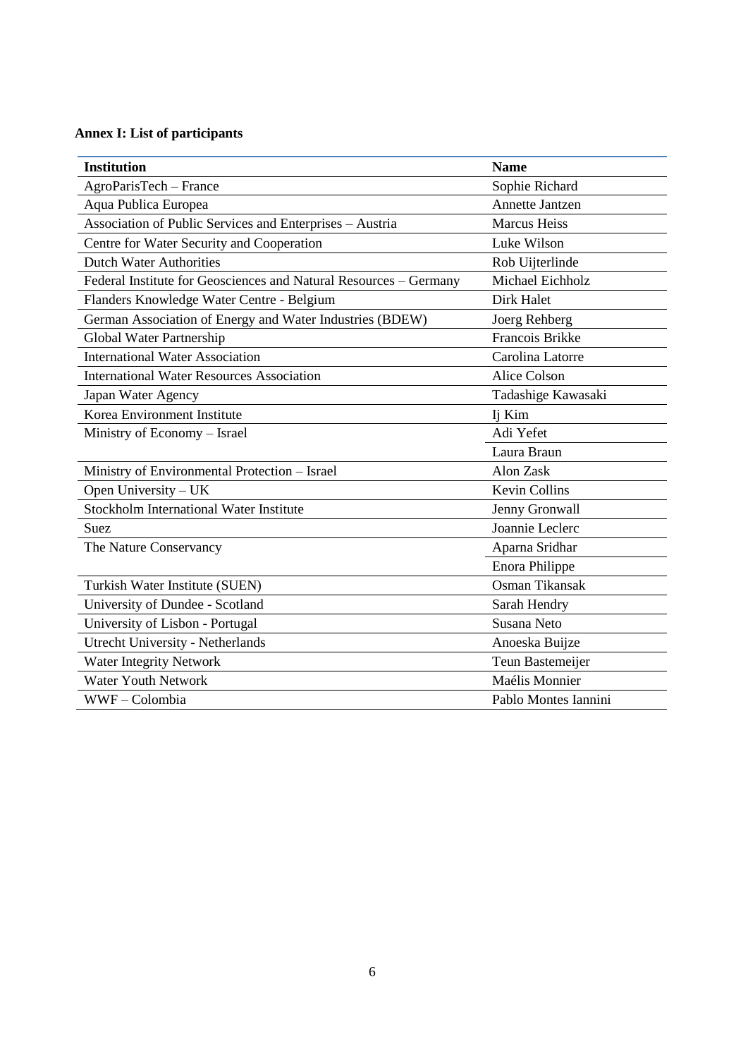**Annex I: List of participants**

| Institution | Name |
| --- | --- |
| AgroParisTech – France | Sophie Richard |
| Aqua Publica Europea | Annette Jantzen |
| Association of Public Services and Enterprises – Austria | Marcus Heiss |
| Centre for Water Security and Cooperation | Luke Wilson |
| Dutch Water Authorities | Rob Uijterlinde |
| Federal Institute for Geosciences and Natural Resources – Germany | Michael Eichholz |
| Flanders Knowledge Water Centre - Belgium | Dirk Halet |
| German Association of Energy and Water Industries (BDEW) | Joerg Rehberg |
| Global Water Partnership | Francois Brikke |
| International Water Association | Carolina Latorre |
| International Water Resources Association | Alice Colson |
| Japan Water Agency | Tadashige Kawasaki |
| Korea Environment Institute | Ij Kim |
| Ministry of Economy – Israel | Adi Yefet |
| | Laura Braun |
| Ministry of Environmental Protection – Israel | Alon Zask |
| Open University – UK | Kevin Collins |
| Stockholm International Water Institute | Jenny Gronwall |
| Suez | Joannie Leclerc |
| The Nature Conservancy | Aparna Sridhar |
| | Enora Philippe |
| Turkish Water Institute (SUEN) | Osman Tikansak |
| University of Dundee - Scotland | Sarah Hendry |
| University of Lisbon - Portugal | Susana Neto |
| Utrecht University - Netherlands | Anoeska Buijze |
| Water Integrity Network | Teun Bastemeijer |
| Water Youth Network | Maélis Monnier |
| WWF – Colombia | Pablo Montes Iannini |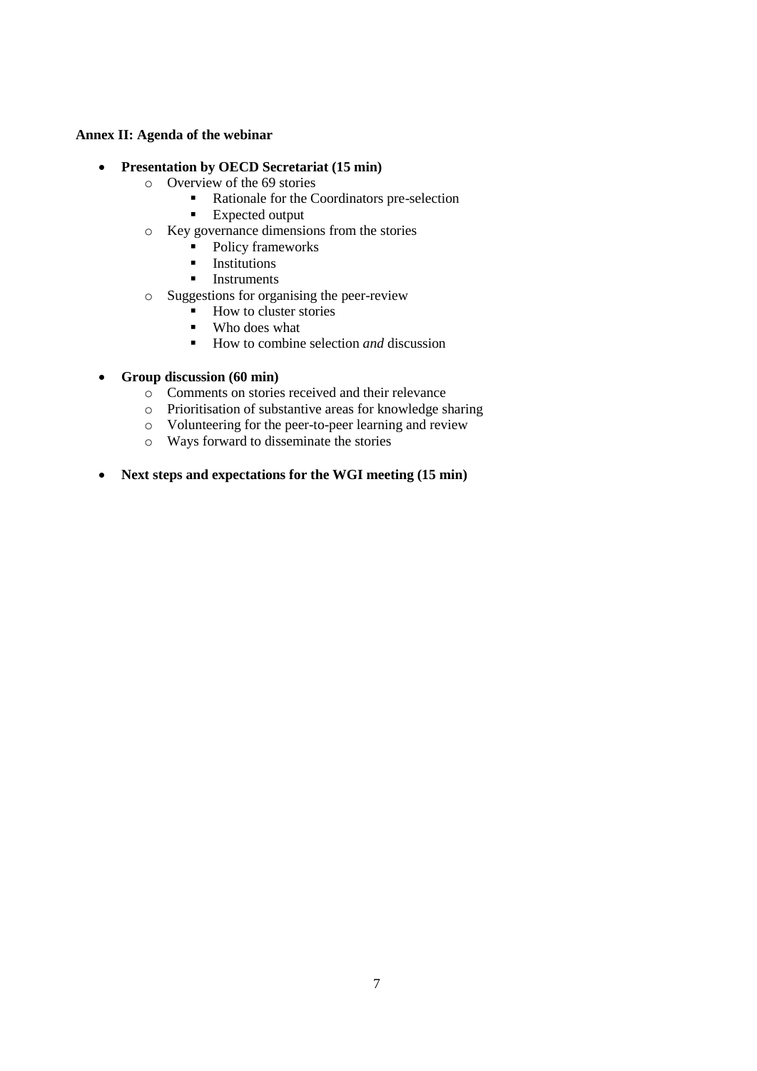**Annex II: Agenda of the webinar**

- **Presentation by OECD Secretariat (15 min)**
  - Overview of the 69 stories
    - Rationale for the Coordinators pre-selection
    - Expected output
  - Key governance dimensions from the stories
    - Policy frameworks
    - Institutions
    - Instruments
  - Suggestions for organising the peer-review
    - How to cluster stories
    - Who does what
    - How to combine selection *and* discussion

- **Group discussion (60 min)**
  - Comments on stories received and their relevance
  - Prioritisation of substantive areas for knowledge sharing
  - Volunteering for the peer-to-peer learning and review
  - Ways forward to disseminate the stories

- **Next steps and expectations for the WGI meeting (15 min)**